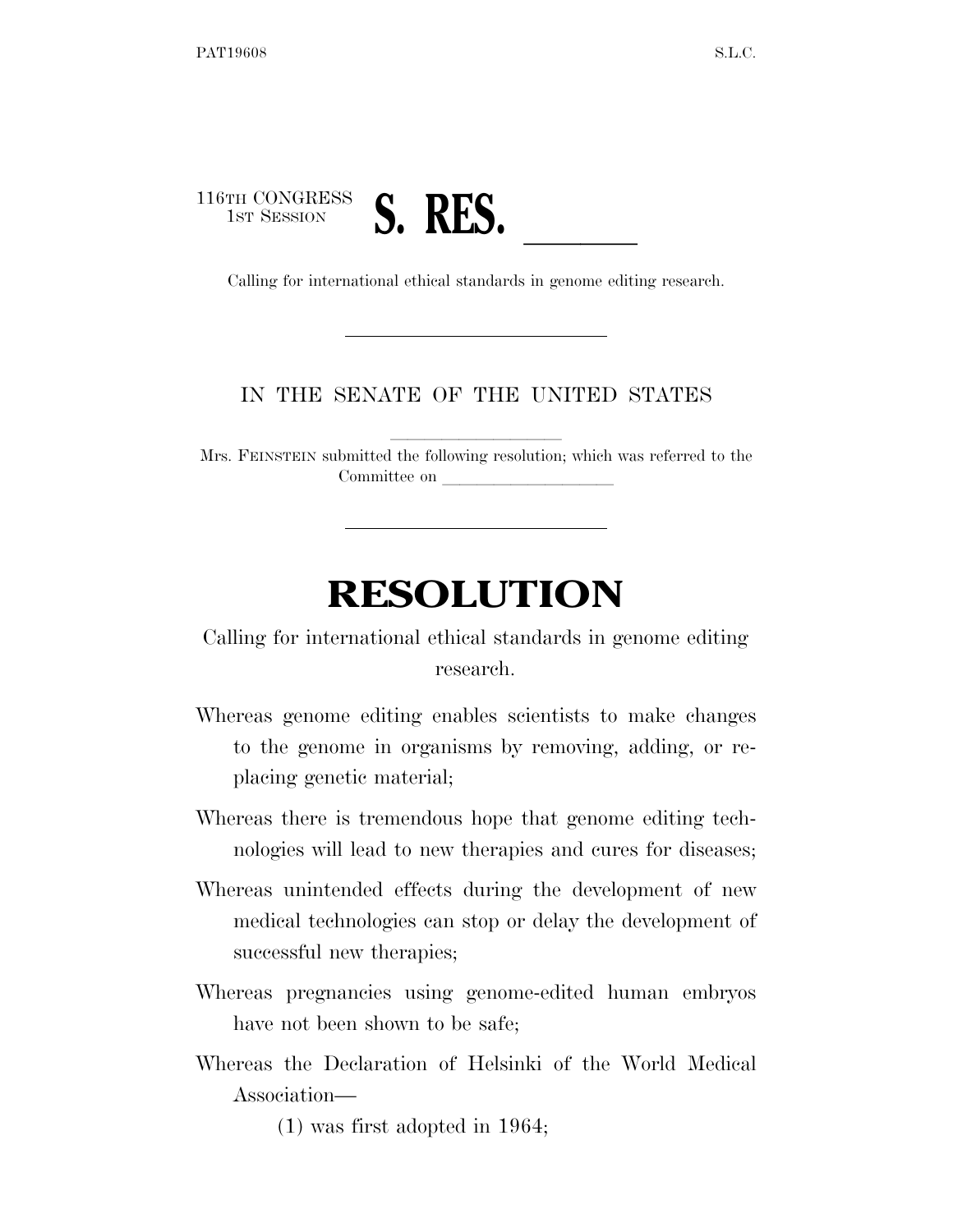116TH CONGRESS
1ST SESSION

# S. RES. \_\_\_\_\_\_

Calling for international ethical standards in genome editing research.

---

IN THE SENATE OF THE UNITED STATES

Mrs. FEINSTEIN submitted the following resolution; which was referred to the Committee on \_\_\_\_\_\_\_\_\_\_\_\_\_\_\_\_\_\_\_\_

---

# RESOLUTION

Calling for international ethical standards in genome editing research.

Whereas genome editing enables scientists to make changes to the genome in organisms by removing, adding, or replacing genetic material;

Whereas there is tremendous hope that genome editing technologies will lead to new therapies and cures for diseases;

Whereas unintended effects during the development of new medical technologies can stop or delay the development of successful new therapies;

Whereas pregnancies using genome-edited human embryos have not been shown to be safe;

Whereas the Declaration of Helsinki of the World Medical Association—

(1) was first adopted in 1964;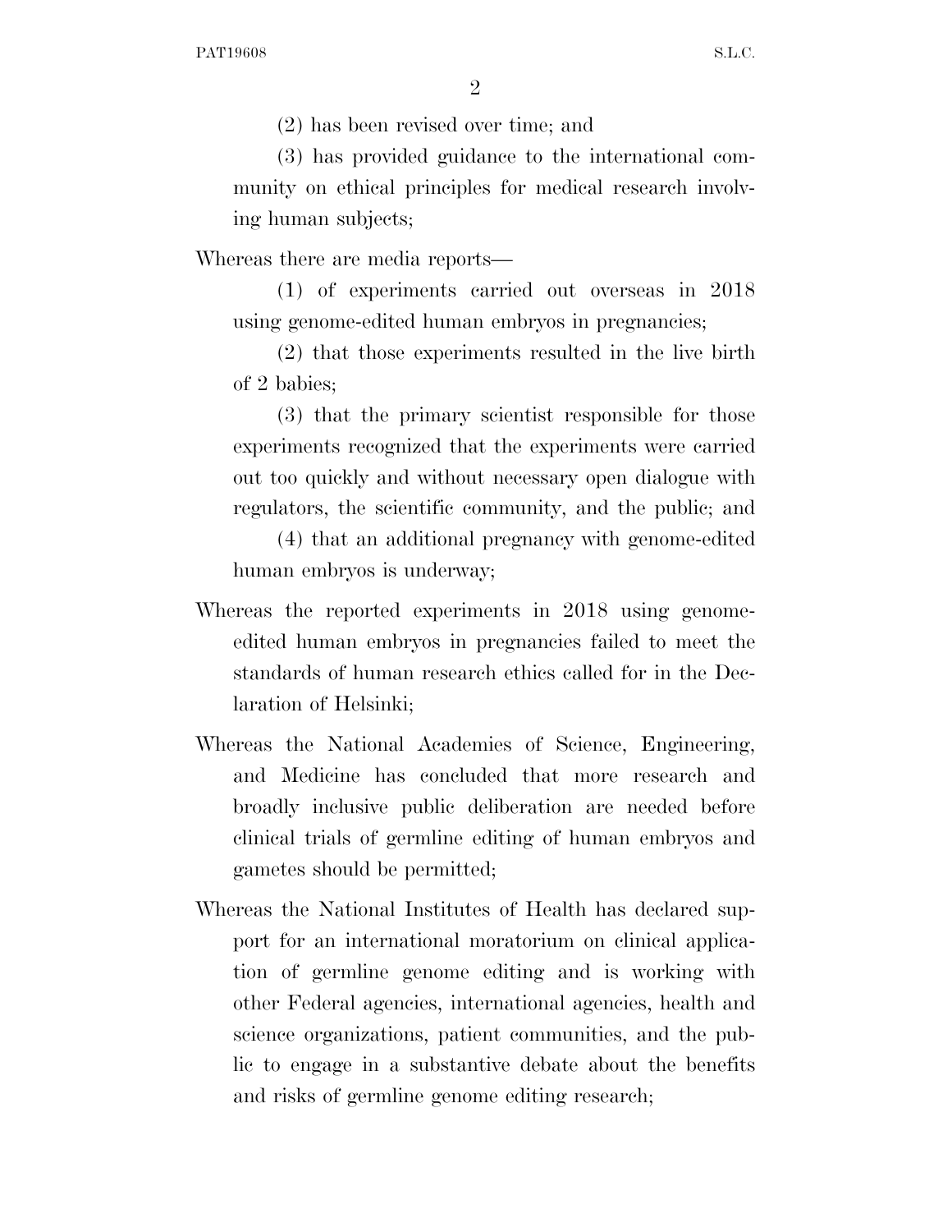(2) has been revised over time; and

(3) has provided guidance to the international community on ethical principles for medical research involving human subjects;

Whereas there are media reports—

(1) of experiments carried out overseas in 2018 using genome-edited human embryos in pregnancies;

(2) that those experiments resulted in the live birth of 2 babies;

(3) that the primary scientist responsible for those experiments recognized that the experiments were carried out too quickly and without necessary open dialogue with regulators, the scientific community, and the public; and

(4) that an additional pregnancy with genome-edited human embryos is underway;

Whereas the reported experiments in 2018 using genome-edited human embryos in pregnancies failed to meet the standards of human research ethics called for in the Declaration of Helsinki;

Whereas the National Academies of Science, Engineering, and Medicine has concluded that more research and broadly inclusive public deliberation are needed before clinical trials of germline editing of human embryos and gametes should be permitted;

Whereas the National Institutes of Health has declared support for an international moratorium on clinical application of germline genome editing and is working with other Federal agencies, international agencies, health and science organizations, patient communities, and the public to engage in a substantive debate about the benefits and risks of germline genome editing research;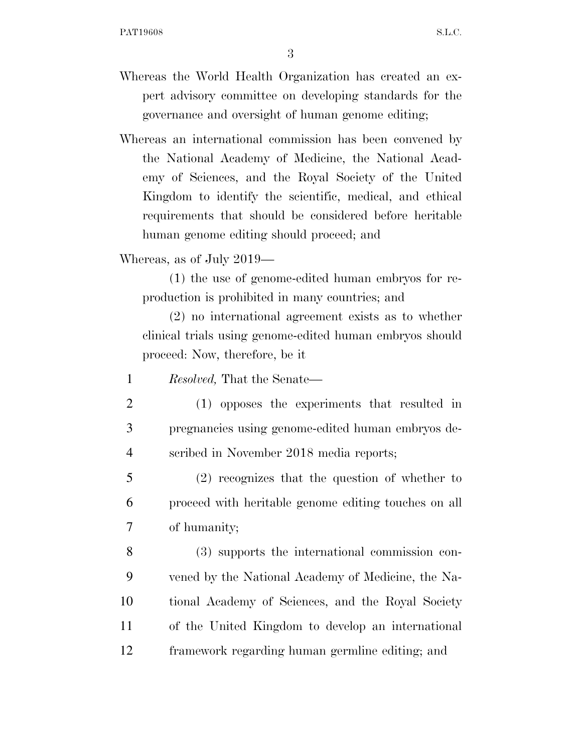Whereas the World Health Organization has created an expert advisory committee on developing standards for the governance and oversight of human genome editing;

Whereas an international commission has been convened by the National Academy of Medicine, the National Academy of Sciences, and the Royal Society of the United Kingdom to identify the scientific, medical, and ethical requirements that should be considered before heritable human genome editing should proceed; and

Whereas, as of July 2019—

(1) the use of genome-edited human embryos for reproduction is prohibited in many countries; and

(2) no international agreement exists as to whether clinical trials using genome-edited human embryos should proceed: Now, therefore, be it

*Resolved,* That the Senate—

(1) opposes the experiments that resulted in pregnancies using genome-edited human embryos described in November 2018 media reports;

(2) recognizes that the question of whether to proceed with heritable genome editing touches on all of humanity;

(3) supports the international commission convened by the National Academy of Medicine, the National Academy of Sciences, and the Royal Society of the United Kingdom to develop an international framework regarding human germline editing; and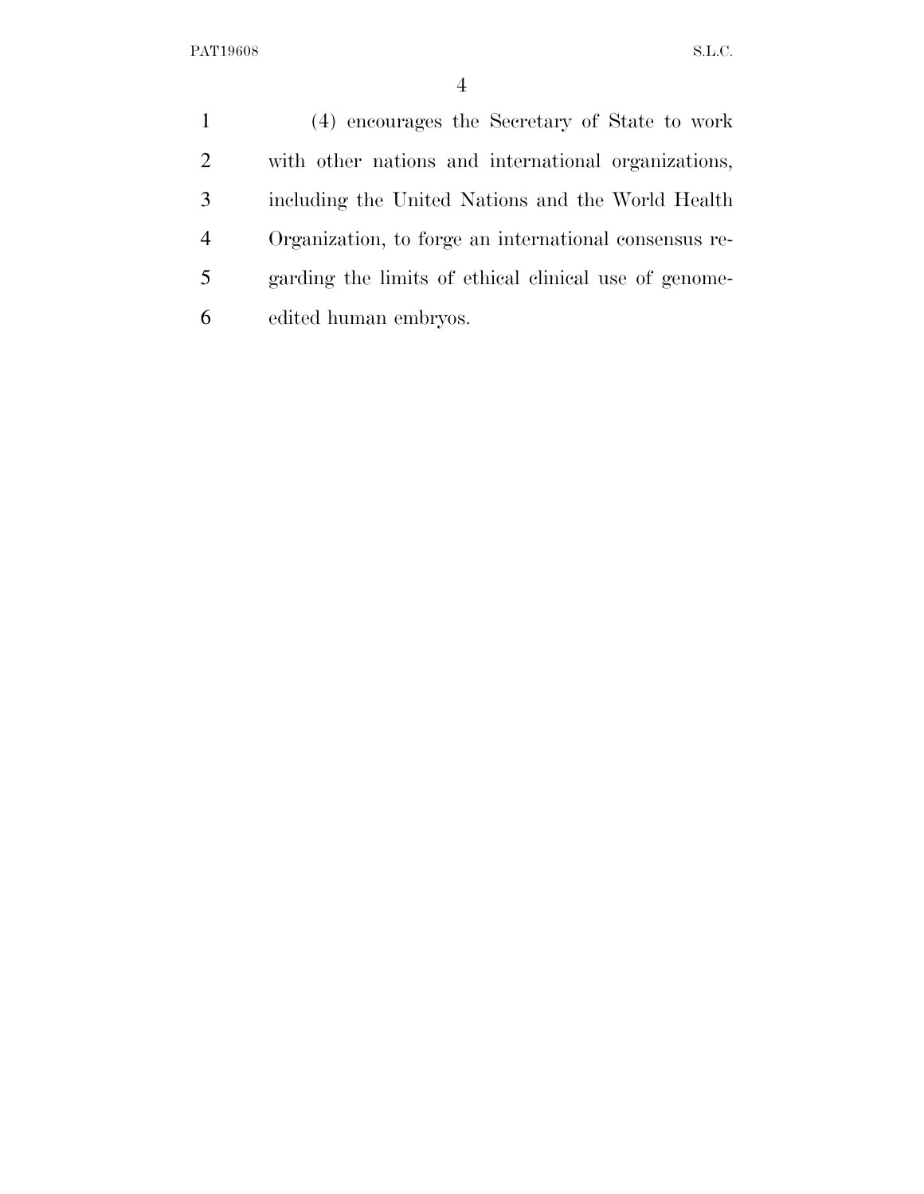(4) encourages the Secretary of State to work with other nations and international organizations, including the United Nations and the World Health Organization, to forge an international consensus regarding the limits of ethical clinical use of genome-edited human embryos.